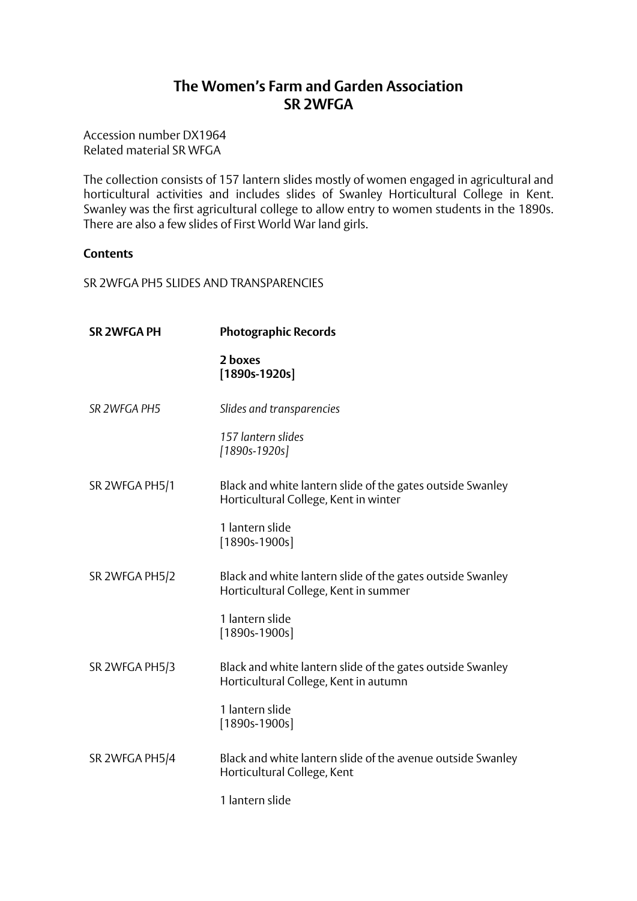# The Women's Farm and Garden Association
# SR 2WFGA

Accession number DX1964
Related material SR WFGA

The collection consists of 157 lantern slides mostly of women engaged in agricultural and horticultural activities and includes slides of Swanley Horticultural College in Kent. Swanley was the first agricultural college to allow entry to women students in the 1890s. There are also a few slides of First World War land girls.

**Contents**

SR 2WFGA PH5 SLIDES AND TRANSPARENCIES

| | |
|---|---|
| **SR 2WFGA PH** | **Photographic Records**<br><br>**2 boxes**<br>**[1890s-1920s]** |
| *SR 2WFGA PH5* | *Slides and transparencies*<br><br>*157 lantern slides*<br>*[1890s-1920s]* |
| SR 2WFGA PH5/1 | Black and white lantern slide of the gates outside Swanley Horticultural College, Kent in winter<br><br>1 lantern slide<br>[1890s-1900s] |
| SR 2WFGA PH5/2 | Black and white lantern slide of the gates outside Swanley Horticultural College, Kent in summer<br><br>1 lantern slide<br>[1890s-1900s] |
| SR 2WFGA PH5/3 | Black and white lantern slide of the gates outside Swanley Horticultural College, Kent in autumn<br><br>1 lantern slide<br>[1890s-1900s] |
| SR 2WFGA PH5/4 | Black and white lantern slide of the avenue outside Swanley Horticultural College, Kent<br><br>1 lantern slide |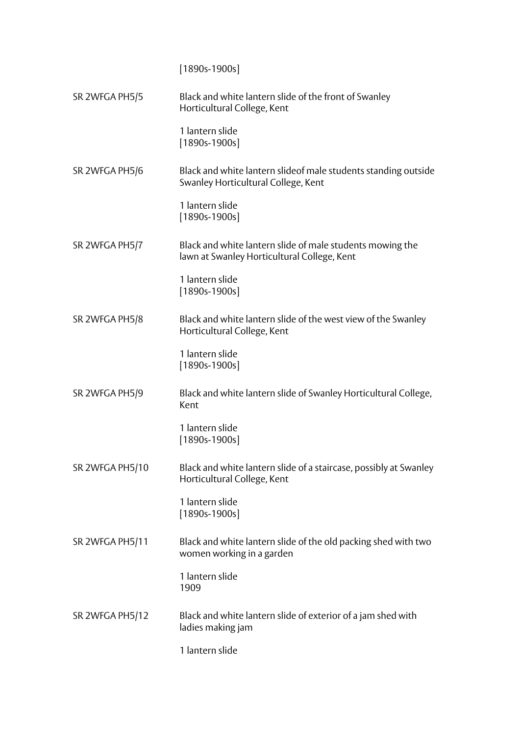[1890s-1900s]

| | |
|---|---|
| SR 2WFGA PH5/5 | Black and white lantern slide of the front of Swanley Horticultural College, Kent<br><br>1 lantern slide<br>[1890s-1900s] |
| SR 2WFGA PH5/6 | Black and white lantern slideof male students standing outside Swanley Horticultural College, Kent<br><br>1 lantern slide<br>[1890s-1900s] |
| SR 2WFGA PH5/7 | Black and white lantern slide of male students mowing the lawn at Swanley Horticultural College, Kent<br><br>1 lantern slide<br>[1890s-1900s] |
| SR 2WFGA PH5/8 | Black and white lantern slide of the west view of the Swanley Horticultural College, Kent<br><br>1 lantern slide<br>[1890s-1900s] |
| SR 2WFGA PH5/9 | Black and white lantern slide of Swanley Horticultural College, Kent<br><br>1 lantern slide<br>[1890s-1900s] |
| SR 2WFGA PH5/10 | Black and white lantern slide of a staircase, possibly at Swanley Horticultural College, Kent<br><br>1 lantern slide<br>[1890s-1900s] |
| SR 2WFGA PH5/11 | Black and white lantern slide of the old packing shed with two women working in a garden<br><br>1 lantern slide<br>1909 |
| SR 2WFGA PH5/12 | Black and white lantern slide of exterior of a jam shed with ladies making jam<br><br>1 lantern slide |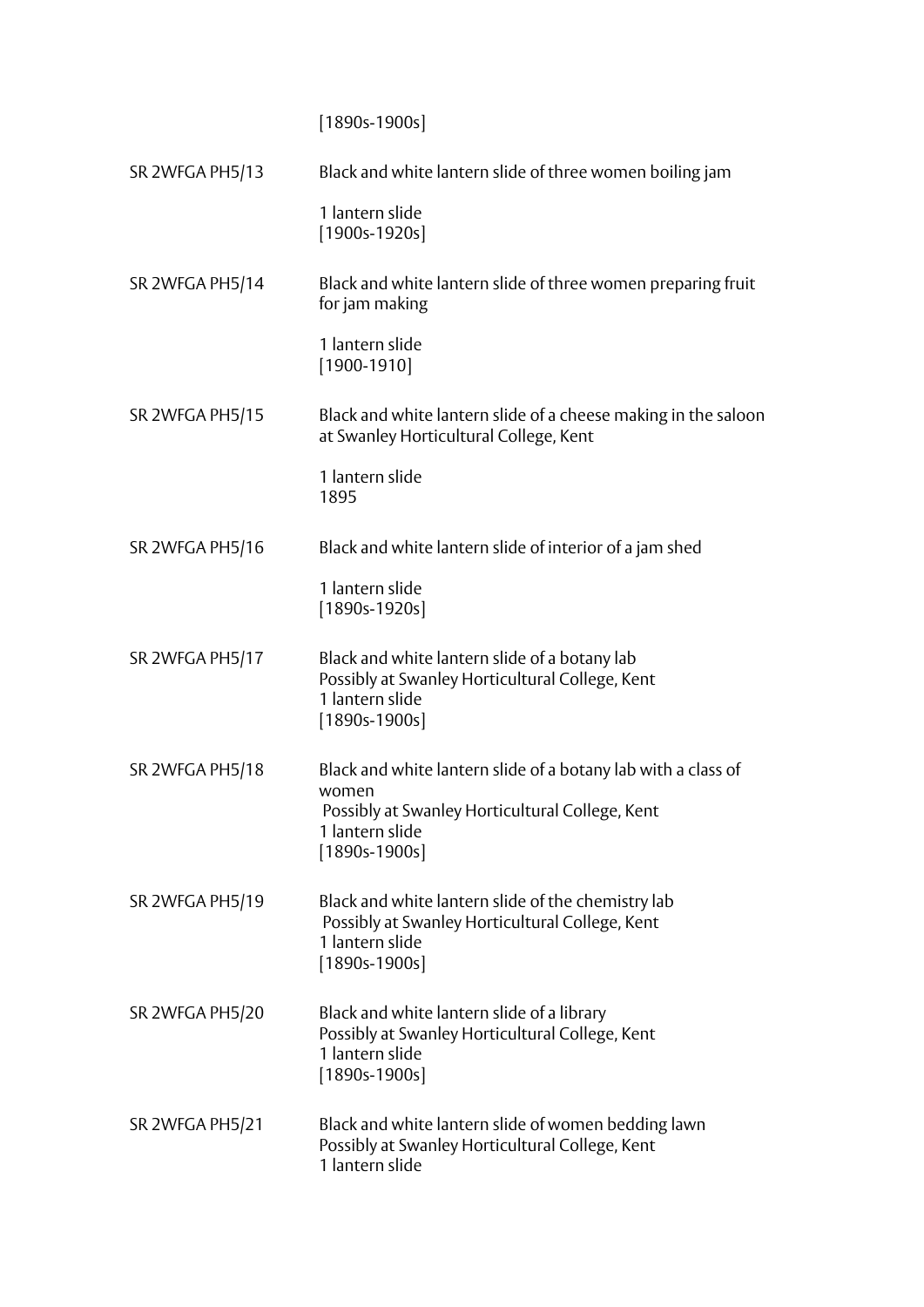[1890s-1900s]

SR 2WFGA PH5/13 Black and white lantern slide of three women boiling jam

1 lantern slide
[1900s-1920s]

SR 2WFGA PH5/14 Black and white lantern slide of three women preparing fruit for jam making

1 lantern slide
[1900-1910]

SR 2WFGA PH5/15 Black and white lantern slide of a cheese making in the saloon at Swanley Horticultural College, Kent

1 lantern slide
1895

SR 2WFGA PH5/16 Black and white lantern slide of interior of a jam shed

1 lantern slide
[1890s-1920s]

SR 2WFGA PH5/17 Black and white lantern slide of a botany lab
Possibly at Swanley Horticultural College, Kent
1 lantern slide
[1890s-1900s]

SR 2WFGA PH5/18 Black and white lantern slide of a botany lab with a class of women
Possibly at Swanley Horticultural College, Kent
1 lantern slide
[1890s-1900s]

SR 2WFGA PH5/19 Black and white lantern slide of the chemistry lab
Possibly at Swanley Horticultural College, Kent
1 lantern slide
[1890s-1900s]

SR 2WFGA PH5/20 Black and white lantern slide of a library
Possibly at Swanley Horticultural College, Kent
1 lantern slide
[1890s-1900s]

SR 2WFGA PH5/21 Black and white lantern slide of women bedding lawn
Possibly at Swanley Horticultural College, Kent
1 lantern slide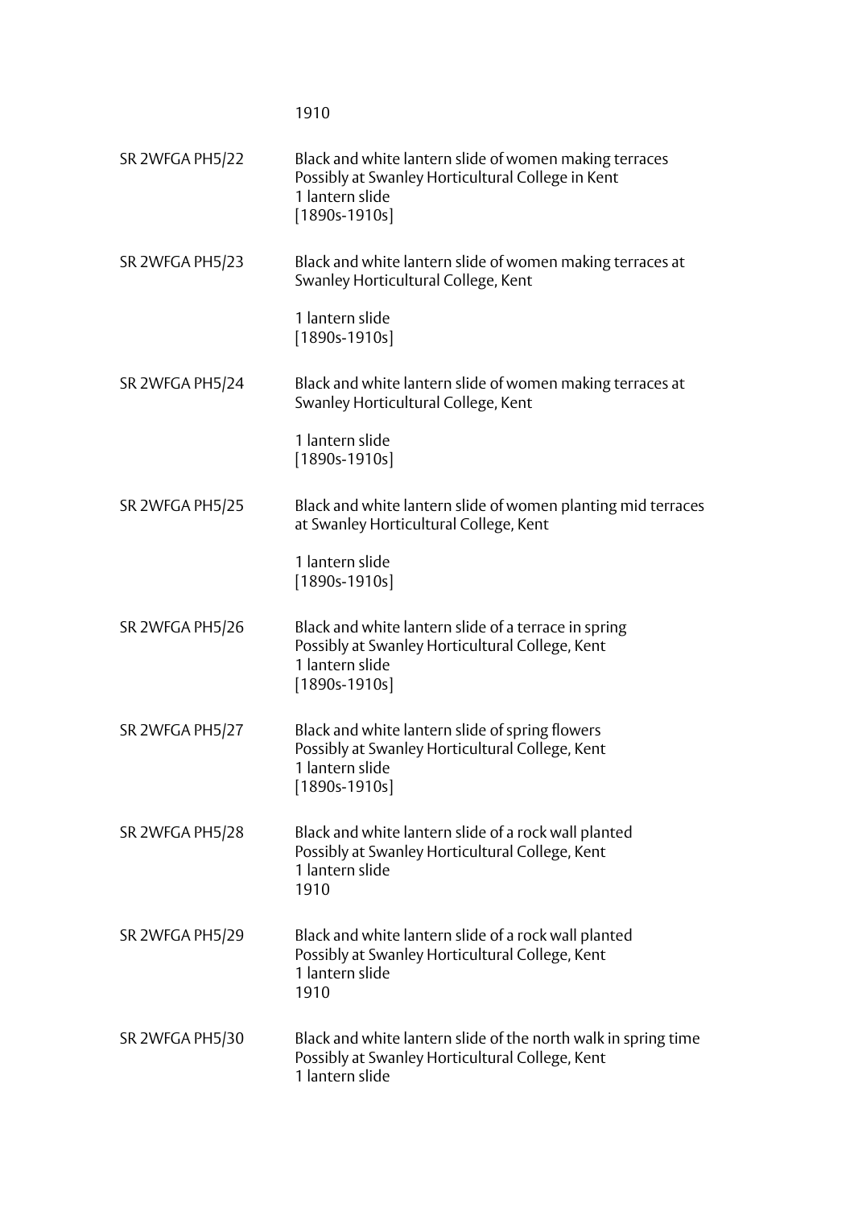1910

| | |
|---|---|
| SR 2WFGA PH5/22 | Black and white lantern slide of women making terraces<br>Possibly at Swanley Horticultural College in Kent<br>1 lantern slide<br>[1890s-1910s] |
| SR 2WFGA PH5/23 | Black and white lantern slide of women making terraces at Swanley Horticultural College, Kent<br><br>1 lantern slide<br>[1890s-1910s] |
| SR 2WFGA PH5/24 | Black and white lantern slide of women making terraces at Swanley Horticultural College, Kent<br><br>1 lantern slide<br>[1890s-1910s] |
| SR 2WFGA PH5/25 | Black and white lantern slide of women planting mid terraces at Swanley Horticultural College, Kent<br><br>1 lantern slide<br>[1890s-1910s] |
| SR 2WFGA PH5/26 | Black and white lantern slide of a terrace in spring<br>Possibly at Swanley Horticultural College, Kent<br>1 lantern slide<br>[1890s-1910s] |
| SR 2WFGA PH5/27 | Black and white lantern slide of spring flowers<br>Possibly at Swanley Horticultural College, Kent<br>1 lantern slide<br>[1890s-1910s] |
| SR 2WFGA PH5/28 | Black and white lantern slide of a rock wall planted<br>Possibly at Swanley Horticultural College, Kent<br>1 lantern slide<br>1910 |
| SR 2WFGA PH5/29 | Black and white lantern slide of a rock wall planted<br>Possibly at Swanley Horticultural College, Kent<br>1 lantern slide<br>1910 |
| SR 2WFGA PH5/30 | Black and white lantern slide of the north walk in spring time<br>Possibly at Swanley Horticultural College, Kent<br>1 lantern slide |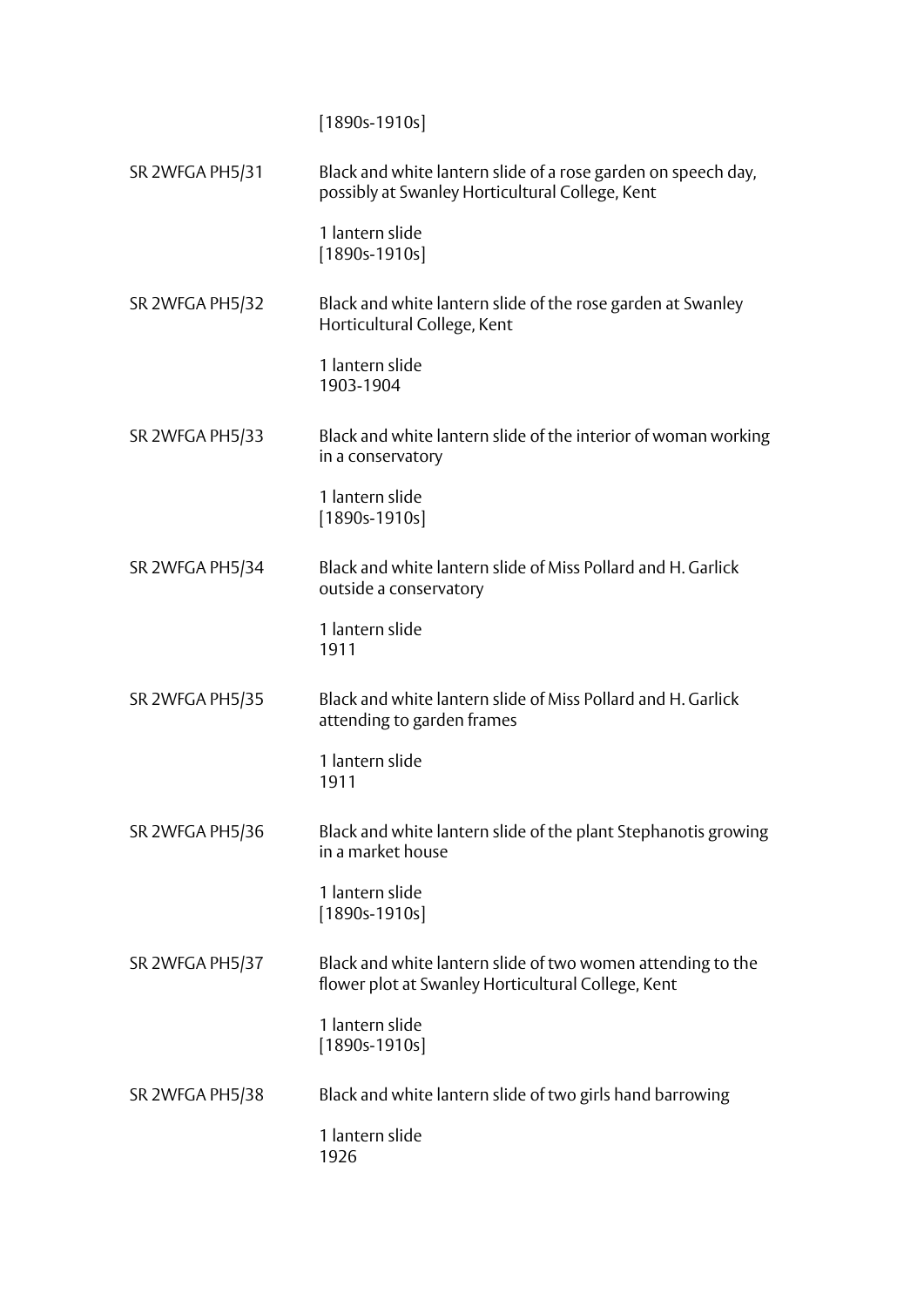[1890s-1910s]

SR 2WFGA PH5/31

Black and white lantern slide of a rose garden on speech day, possibly at Swanley Horticultural College, Kent

1 lantern slide
[1890s-1910s]

SR 2WFGA PH5/32

Black and white lantern slide of the rose garden at Swanley Horticultural College, Kent

1 lantern slide
1903-1904

SR 2WFGA PH5/33

Black and white lantern slide of the interior of woman working in a conservatory

1 lantern slide
[1890s-1910s]

SR 2WFGA PH5/34

Black and white lantern slide of Miss Pollard and H. Garlick outside a conservatory

1 lantern slide
1911

SR 2WFGA PH5/35

Black and white lantern slide of Miss Pollard and H. Garlick attending to garden frames

1 lantern slide
1911

SR 2WFGA PH5/36

Black and white lantern slide of the plant Stephanotis growing in a market house

1 lantern slide
[1890s-1910s]

SR 2WFGA PH5/37

Black and white lantern slide of two women attending to the flower plot at Swanley Horticultural College, Kent

1 lantern slide
[1890s-1910s]

SR 2WFGA PH5/38

Black and white lantern slide of two girls hand barrowing

1 lantern slide
1926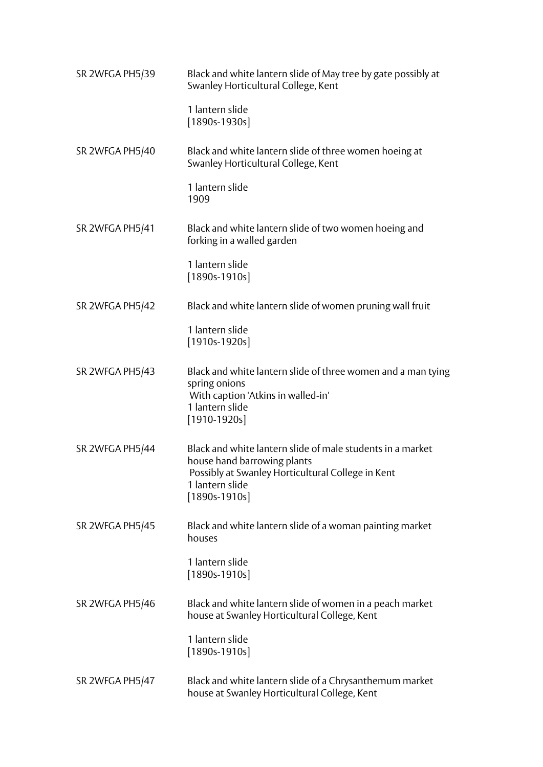| | |
|---|---|
| SR 2WFGA PH5/39 | Black and white lantern slide of May tree by gate possibly at Swanley Horticultural College, Kent<br><br>1 lantern slide<br>[1890s-1930s] |
| SR 2WFGA PH5/40 | Black and white lantern slide of three women hoeing at Swanley Horticultural College, Kent<br><br>1 lantern slide<br>1909 |
| SR 2WFGA PH5/41 | Black and white lantern slide of two women hoeing and forking in a walled garden<br><br>1 lantern slide<br>[1890s-1910s] |
| SR 2WFGA PH5/42 | Black and white lantern slide of women pruning wall fruit<br><br>1 lantern slide<br>[1910s-1920s] |
| SR 2WFGA PH5/43 | Black and white lantern slide of three women and a man tying spring onions<br>With caption 'Atkins in walled-in'<br>1 lantern slide<br>[1910-1920s] |
| SR 2WFGA PH5/44 | Black and white lantern slide of male students in a market house hand barrowing plants<br>Possibly at Swanley Horticultural College in Kent<br>1 lantern slide<br>[1890s-1910s] |
| SR 2WFGA PH5/45 | Black and white lantern slide of a woman painting market houses<br><br>1 lantern slide<br>[1890s-1910s] |
| SR 2WFGA PH5/46 | Black and white lantern slide of women in a peach market house at Swanley Horticultural College, Kent<br><br>1 lantern slide<br>[1890s-1910s] |
| SR 2WFGA PH5/47 | Black and white lantern slide of a Chrysanthemum market house at Swanley Horticultural College, Kent |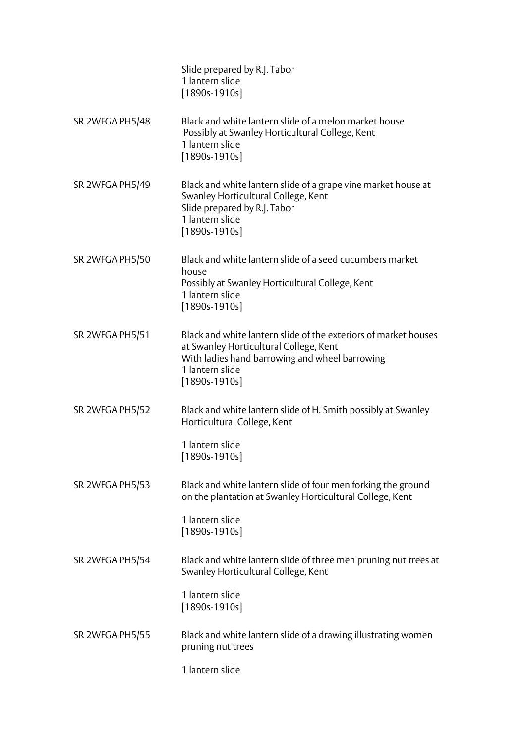Slide prepared by R.J. Tabor
1 lantern slide
[1890s-1910s]

SR 2WFGA PH5/48 — Black and white lantern slide of a melon market house
Possibly at Swanley Horticultural College, Kent
1 lantern slide
[1890s-1910s]

SR 2WFGA PH5/49 — Black and white lantern slide of a grape vine market house at Swanley Horticultural College, Kent
Slide prepared by R.J. Tabor
1 lantern slide
[1890s-1910s]

SR 2WFGA PH5/50 — Black and white lantern slide of a seed cucumbers market house
Possibly at Swanley Horticultural College, Kent
1 lantern slide
[1890s-1910s]

SR 2WFGA PH5/51 — Black and white lantern slide of the exteriors of market houses at Swanley Horticultural College, Kent
With ladies hand barrowing and wheel barrowing
1 lantern slide
[1890s-1910s]

SR 2WFGA PH5/52 — Black and white lantern slide of H. Smith possibly at Swanley Horticultural College, Kent

1 lantern slide
[1890s-1910s]

SR 2WFGA PH5/53 — Black and white lantern slide of four men forking the ground on the plantation at Swanley Horticultural College, Kent

1 lantern slide
[1890s-1910s]

SR 2WFGA PH5/54 — Black and white lantern slide of three men pruning nut trees at Swanley Horticultural College, Kent

1 lantern slide
[1890s-1910s]

SR 2WFGA PH5/55 — Black and white lantern slide of a drawing illustrating women pruning nut trees

1 lantern slide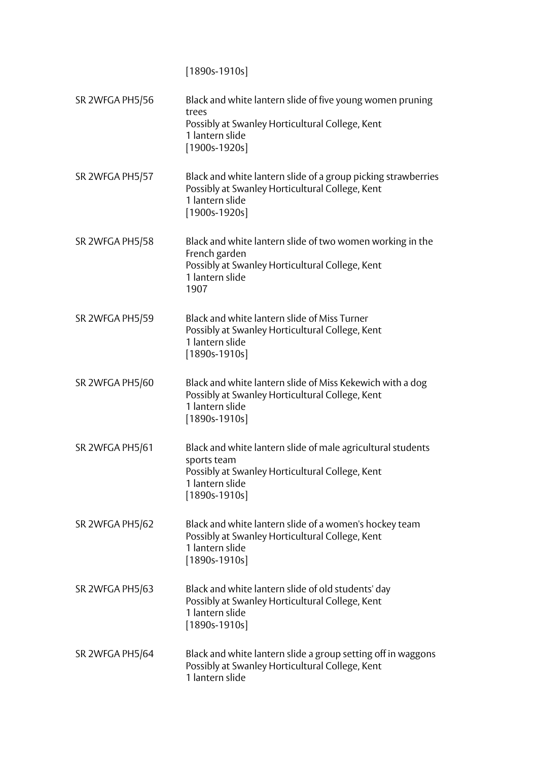[1890s-1910s]

| | |
|---|---|
| SR 2WFGA PH5/56 | Black and white lantern slide of five young women pruning trees<br>Possibly at Swanley Horticultural College, Kent<br>1 lantern slide<br>[1900s-1920s] |
| SR 2WFGA PH5/57 | Black and white lantern slide of a group picking strawberries<br>Possibly at Swanley Horticultural College, Kent<br>1 lantern slide<br>[1900s-1920s] |
| SR 2WFGA PH5/58 | Black and white lantern slide of two women working in the French garden<br>Possibly at Swanley Horticultural College, Kent<br>1 lantern slide<br>1907 |
| SR 2WFGA PH5/59 | Black and white lantern slide of Miss Turner<br>Possibly at Swanley Horticultural College, Kent<br>1 lantern slide<br>[1890s-1910s] |
| SR 2WFGA PH5/60 | Black and white lantern slide of Miss Kekewich with a dog<br>Possibly at Swanley Horticultural College, Kent<br>1 lantern slide<br>[1890s-1910s] |
| SR 2WFGA PH5/61 | Black and white lantern slide of male agricultural students sports team<br>Possibly at Swanley Horticultural College, Kent<br>1 lantern slide<br>[1890s-1910s] |
| SR 2WFGA PH5/62 | Black and white lantern slide of a women's hockey team<br>Possibly at Swanley Horticultural College, Kent<br>1 lantern slide<br>[1890s-1910s] |
| SR 2WFGA PH5/63 | Black and white lantern slide of old students' day<br>Possibly at Swanley Horticultural College, Kent<br>1 lantern slide<br>[1890s-1910s] |
| SR 2WFGA PH5/64 | Black and white lantern slide a group setting off in waggons<br>Possibly at Swanley Horticultural College, Kent<br>1 lantern slide |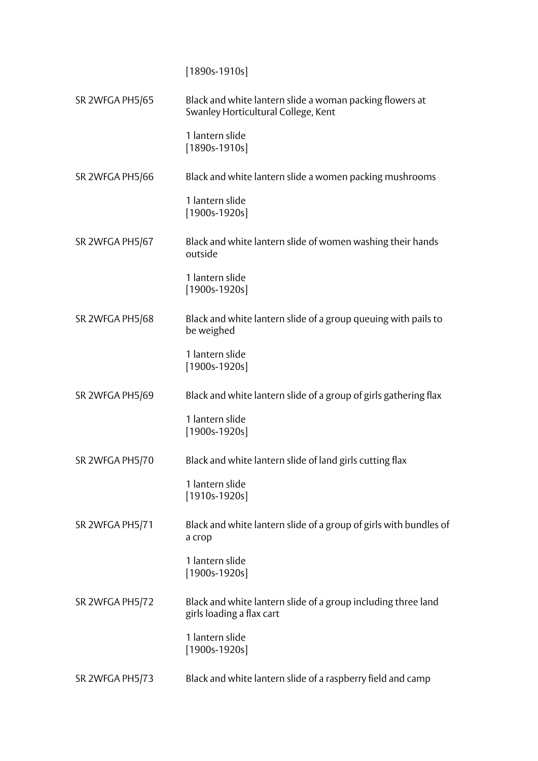[1890s-1910s]

| | |
|---|---|
| SR 2WFGA PH5/65 | Black and white lantern slide a woman packing flowers at Swanley Horticultural College, Kent<br><br>1 lantern slide<br>[1890s-1910s] |
| SR 2WFGA PH5/66 | Black and white lantern slide a women packing mushrooms<br><br>1 lantern slide<br>[1900s-1920s] |
| SR 2WFGA PH5/67 | Black and white lantern slide of women washing their hands outside<br><br>1 lantern slide<br>[1900s-1920s] |
| SR 2WFGA PH5/68 | Black and white lantern slide of a group queuing with pails to be weighed<br><br>1 lantern slide<br>[1900s-1920s] |
| SR 2WFGA PH5/69 | Black and white lantern slide of a group of girls gathering flax<br><br>1 lantern slide<br>[1900s-1920s] |
| SR 2WFGA PH5/70 | Black and white lantern slide of land girls cutting flax<br><br>1 lantern slide<br>[1910s-1920s] |
| SR 2WFGA PH5/71 | Black and white lantern slide of a group of girls with bundles of a crop<br><br>1 lantern slide<br>[1900s-1920s] |
| SR 2WFGA PH5/72 | Black and white lantern slide of a group including three land girls loading a flax cart<br><br>1 lantern slide<br>[1900s-1920s] |
| SR 2WFGA PH5/73 | Black and white lantern slide of a raspberry field and camp |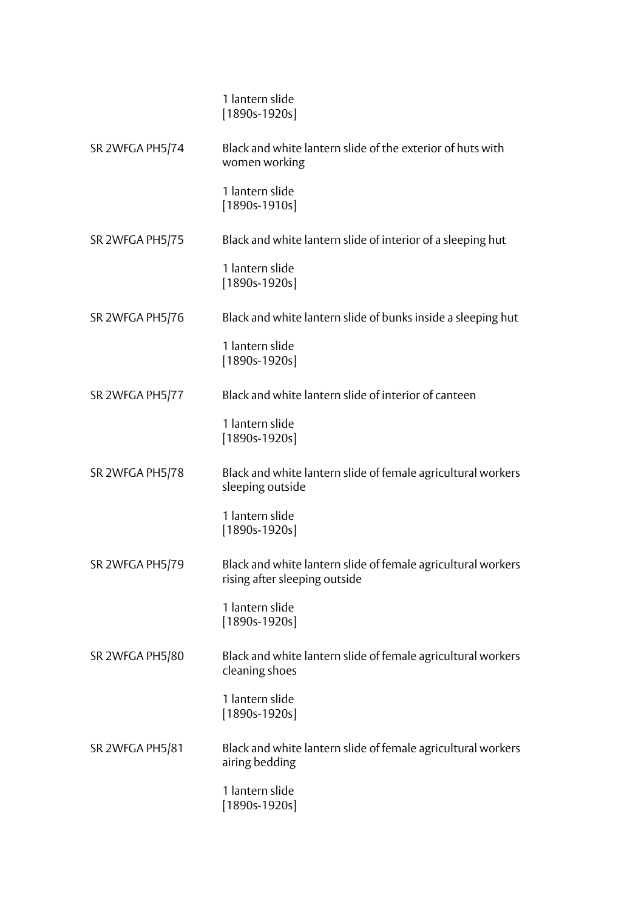1 lantern slide
[1890s-1920s]

SR 2WFGA PH5/74 Black and white lantern slide of the exterior of huts with women working

1 lantern slide
[1890s-1910s]

SR 2WFGA PH5/75 Black and white lantern slide of interior of a sleeping hut

1 lantern slide
[1890s-1920s]

SR 2WFGA PH5/76 Black and white lantern slide of bunks inside a sleeping hut

1 lantern slide
[1890s-1920s]

SR 2WFGA PH5/77 Black and white lantern slide of interior of canteen

1 lantern slide
[1890s-1920s]

SR 2WFGA PH5/78 Black and white lantern slide of female agricultural workers sleeping outside

1 lantern slide
[1890s-1920s]

SR 2WFGA PH5/79 Black and white lantern slide of female agricultural workers rising after sleeping outside

1 lantern slide
[1890s-1920s]

SR 2WFGA PH5/80 Black and white lantern slide of female agricultural workers cleaning shoes

1 lantern slide
[1890s-1920s]

SR 2WFGA PH5/81 Black and white lantern slide of female agricultural workers airing bedding

1 lantern slide
[1890s-1920s]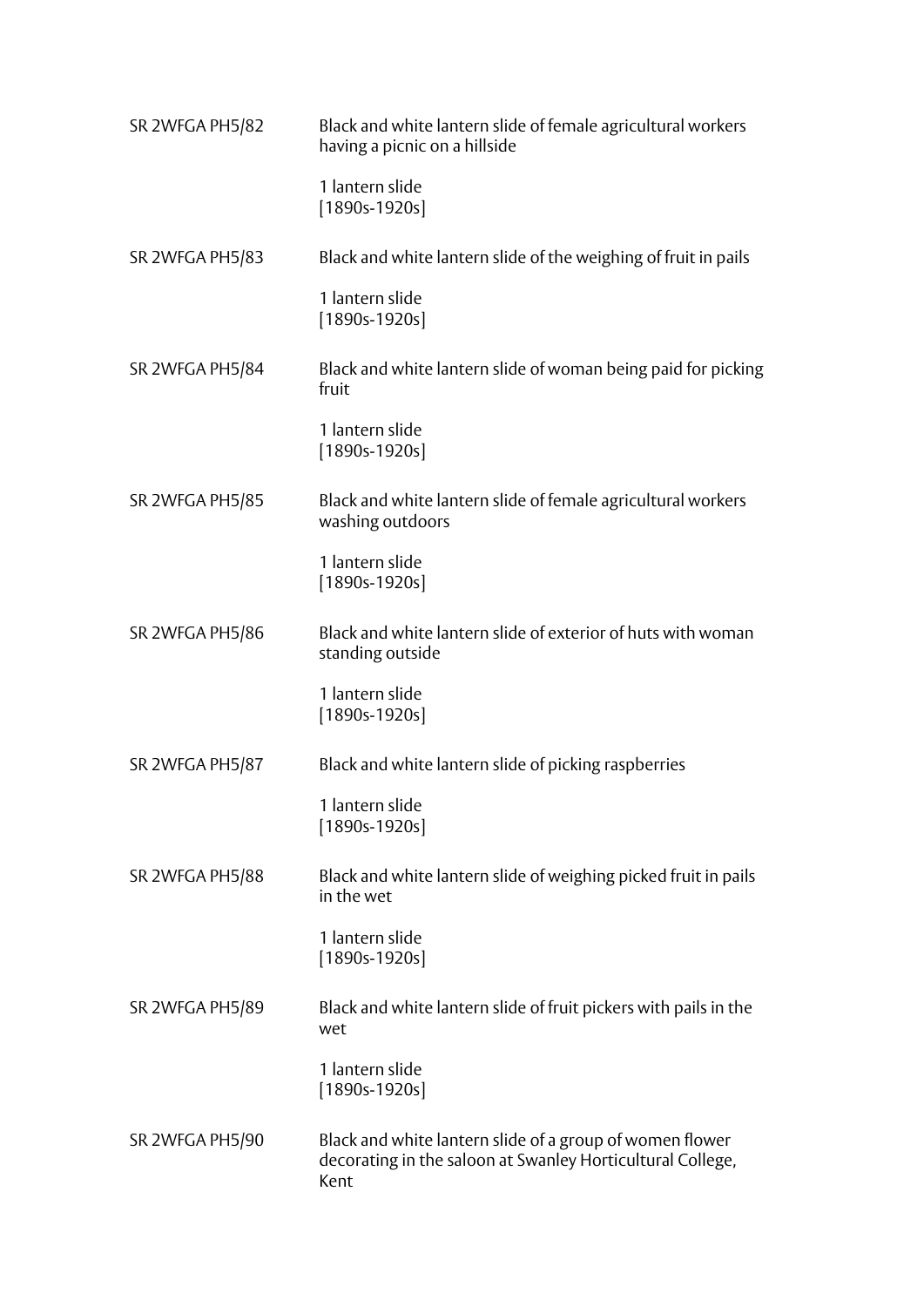SR 2WFGA PH5/82 Black and white lantern slide of female agricultural workers having a picnic on a hillside

1 lantern slide
[1890s-1920s]

SR 2WFGA PH5/83 Black and white lantern slide of the weighing of fruit in pails

1 lantern slide
[1890s-1920s]

SR 2WFGA PH5/84 Black and white lantern slide of woman being paid for picking fruit

1 lantern slide
[1890s-1920s]

SR 2WFGA PH5/85 Black and white lantern slide of female agricultural workers washing outdoors

1 lantern slide
[1890s-1920s]

SR 2WFGA PH5/86 Black and white lantern slide of exterior of huts with woman standing outside

1 lantern slide
[1890s-1920s]

SR 2WFGA PH5/87 Black and white lantern slide of picking raspberries

1 lantern slide
[1890s-1920s]

SR 2WFGA PH5/88 Black and white lantern slide of weighing picked fruit in pails in the wet

1 lantern slide
[1890s-1920s]

SR 2WFGA PH5/89 Black and white lantern slide of fruit pickers with pails in the wet

1 lantern slide
[1890s-1920s]

SR 2WFGA PH5/90 Black and white lantern slide of a group of women flower decorating in the saloon at Swanley Horticultural College, Kent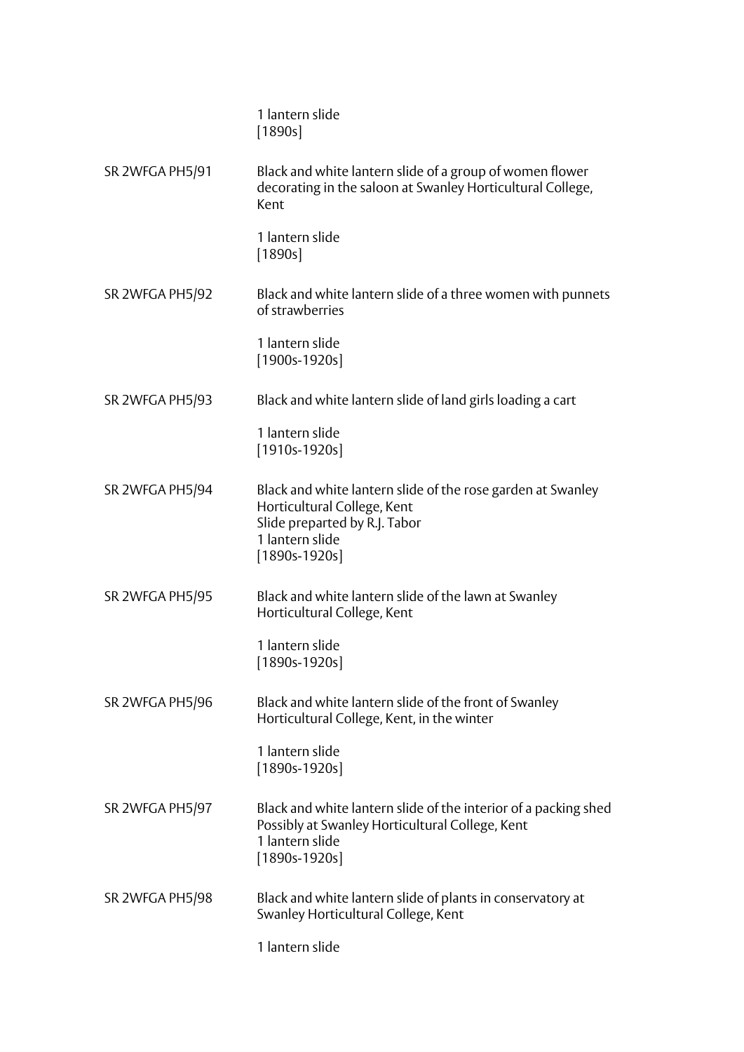1 lantern slide
[1890s]

SR 2WFGA PH5/91 Black and white lantern slide of a group of women flower decorating in the saloon at Swanley Horticultural College, Kent

1 lantern slide
[1890s]

SR 2WFGA PH5/92 Black and white lantern slide of a three women with punnets of strawberries

1 lantern slide
[1900s-1920s]

SR 2WFGA PH5/93 Black and white lantern slide of land girls loading a cart

1 lantern slide
[1910s-1920s]

SR 2WFGA PH5/94 Black and white lantern slide of the rose garden at Swanley Horticultural College, Kent
Slide preparted by R.J. Tabor
1 lantern slide
[1890s-1920s]

SR 2WFGA PH5/95 Black and white lantern slide of the lawn at Swanley Horticultural College, Kent

1 lantern slide
[1890s-1920s]

SR 2WFGA PH5/96 Black and white lantern slide of the front of Swanley Horticultural College, Kent, in the winter

1 lantern slide
[1890s-1920s]

SR 2WFGA PH5/97 Black and white lantern slide of the interior of a packing shed
Possibly at Swanley Horticultural College, Kent
1 lantern slide
[1890s-1920s]

SR 2WFGA PH5/98 Black and white lantern slide of plants in conservatory at Swanley Horticultural College, Kent

1 lantern slide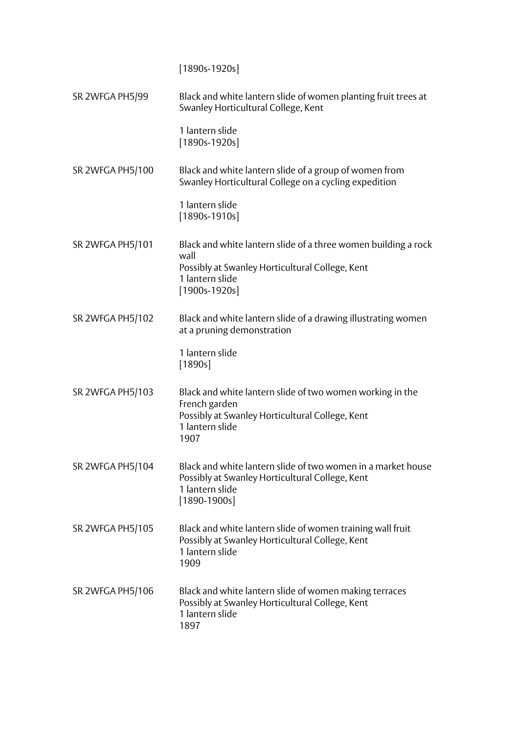[1890s-1920s]

SR 2WFGA PH5/99 Black and white lantern slide of women planting fruit trees at Swanley Horticultural College, Kent

1 lantern slide
[1890s-1920s]

SR 2WFGA PH5/100 Black and white lantern slide of a group of women from Swanley Horticultural College on a cycling expedition

1 lantern slide
[1890s-1910s]

SR 2WFGA PH5/101 Black and white lantern slide of a three women building a rock wall
Possibly at Swanley Horticultural College, Kent
1 lantern slide
[1900s-1920s]

SR 2WFGA PH5/102 Black and white lantern slide of a drawing illustrating women at a pruning demonstration

1 lantern slide
[1890s]

SR 2WFGA PH5/103 Black and white lantern slide of two women working in the French garden
Possibly at Swanley Horticultural College, Kent
1 lantern slide
1907

SR 2WFGA PH5/104 Black and white lantern slide of two women in a market house
Possibly at Swanley Horticultural College, Kent
1 lantern slide
[1890-1900s]

SR 2WFGA PH5/105 Black and white lantern slide of women training wall fruit
Possibly at Swanley Horticultural College, Kent
1 lantern slide
1909

SR 2WFGA PH5/106 Black and white lantern slide of women making terraces
Possibly at Swanley Horticultural College, Kent
1 lantern slide
1897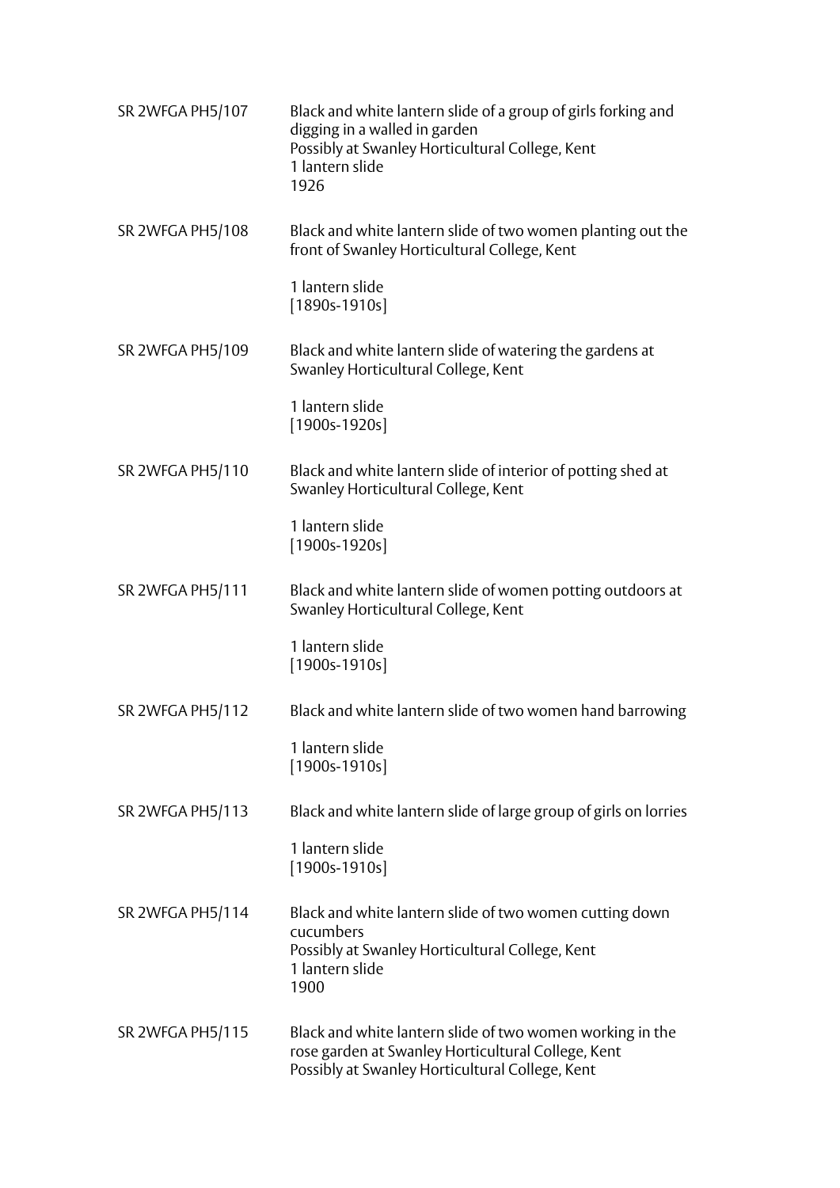SR 2WFGA PH5/107
Black and white lantern slide of a group of girls forking and digging in a walled in garden
Possibly at Swanley Horticultural College, Kent
1 lantern slide
1926

SR 2WFGA PH5/108
Black and white lantern slide of two women planting out the front of Swanley Horticultural College, Kent

1 lantern slide
[1890s-1910s]

SR 2WFGA PH5/109
Black and white lantern slide of watering the gardens at Swanley Horticultural College, Kent

1 lantern slide
[1900s-1920s]

SR 2WFGA PH5/110
Black and white lantern slide of interior of potting shed at Swanley Horticultural College, Kent

1 lantern slide
[1900s-1920s]

SR 2WFGA PH5/111
Black and white lantern slide of women potting outdoors at Swanley Horticultural College, Kent

1 lantern slide
[1900s-1910s]

SR 2WFGA PH5/112
Black and white lantern slide of two women hand barrowing

1 lantern slide
[1900s-1910s]

SR 2WFGA PH5/113
Black and white lantern slide of large group of girls on lorries

1 lantern slide
[1900s-1910s]

SR 2WFGA PH5/114
Black and white lantern slide of two women cutting down cucumbers
Possibly at Swanley Horticultural College, Kent
1 lantern slide
1900

SR 2WFGA PH5/115
Black and white lantern slide of two women working in the rose garden at Swanley Horticultural College, Kent
Possibly at Swanley Horticultural College, Kent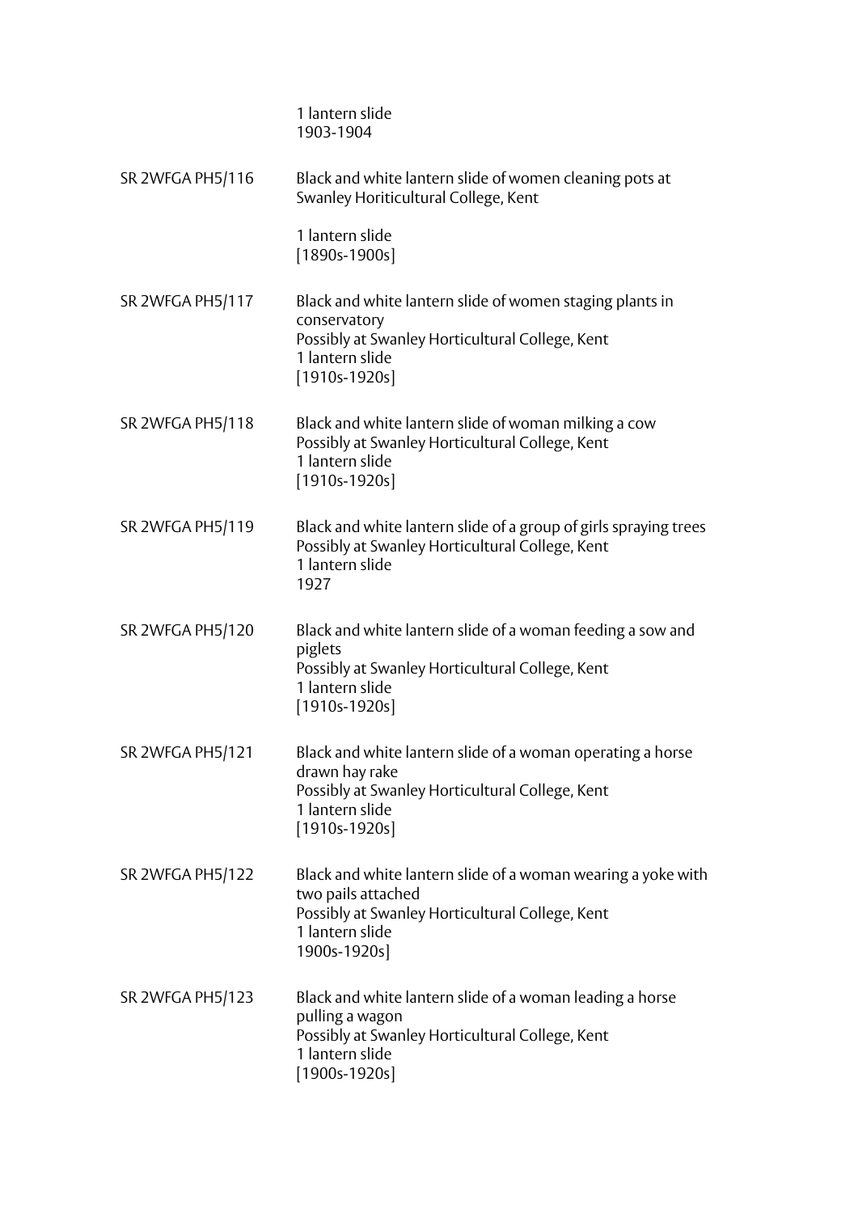1 lantern slide
1903-1904

SR 2WFGA PH5/116 Black and white lantern slide of women cleaning pots at Swanley Horiticultural College, Kent

1 lantern slide
[1890s-1900s]

SR 2WFGA PH5/117 Black and white lantern slide of women staging plants in conservatory
Possibly at Swanley Horticultural College, Kent
1 lantern slide
[1910s-1920s]

SR 2WFGA PH5/118 Black and white lantern slide of woman milking a cow
Possibly at Swanley Horticultural College, Kent
1 lantern slide
[1910s-1920s]

SR 2WFGA PH5/119 Black and white lantern slide of a group of girls spraying trees
Possibly at Swanley Horticultural College, Kent
1 lantern slide
1927

SR 2WFGA PH5/120 Black and white lantern slide of a woman feeding a sow and piglets
Possibly at Swanley Horticultural College, Kent
1 lantern slide
[1910s-1920s]

SR 2WFGA PH5/121 Black and white lantern slide of a woman operating a horse drawn hay rake
Possibly at Swanley Horticultural College, Kent
1 lantern slide
[1910s-1920s]

SR 2WFGA PH5/122 Black and white lantern slide of a woman wearing a yoke with two pails attached
Possibly at Swanley Horticultural College, Kent
1 lantern slide
1900s-1920s]

SR 2WFGA PH5/123 Black and white lantern slide of a woman leading a horse pulling a wagon
Possibly at Swanley Horticultural College, Kent
1 lantern slide
[1900s-1920s]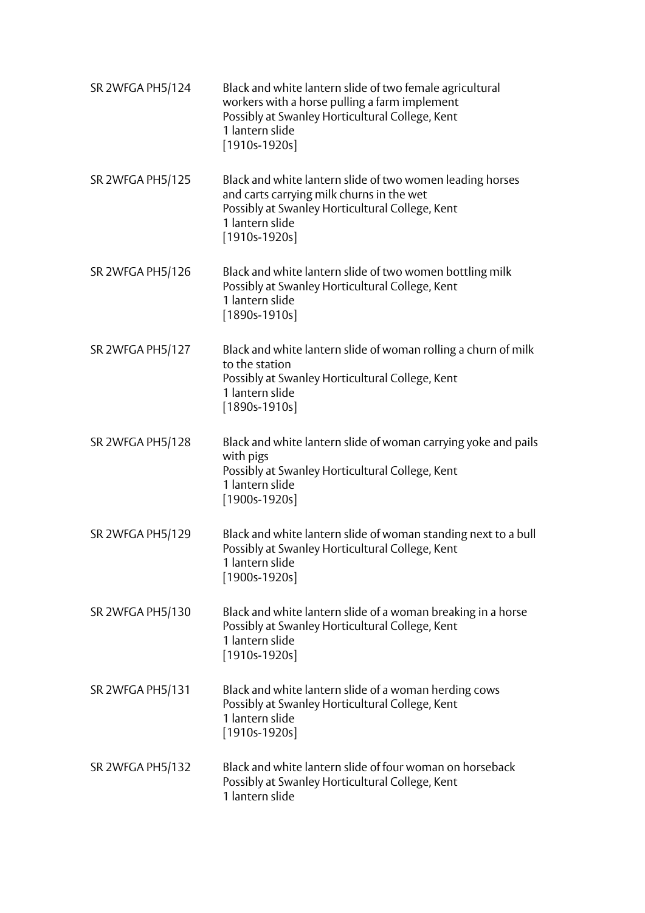SR 2WFGA PH5/124 | Black and white lantern slide of two female agricultural workers with a horse pulling a farm implement
Possibly at Swanley Horticultural College, Kent
1 lantern slide
[1910s-1920s]

SR 2WFGA PH5/125 | Black and white lantern slide of two women leading horses and carts carrying milk churns in the wet
Possibly at Swanley Horticultural College, Kent
1 lantern slide
[1910s-1920s]

SR 2WFGA PH5/126 | Black and white lantern slide of two women bottling milk
Possibly at Swanley Horticultural College, Kent
1 lantern slide
[1890s-1910s]

SR 2WFGA PH5/127 | Black and white lantern slide of woman rolling a churn of milk to the station
Possibly at Swanley Horticultural College, Kent
1 lantern slide
[1890s-1910s]

SR 2WFGA PH5/128 | Black and white lantern slide of woman carrying yoke and pails with pigs
Possibly at Swanley Horticultural College, Kent
1 lantern slide
[1900s-1920s]

SR 2WFGA PH5/129 | Black and white lantern slide of woman standing next to a bull
Possibly at Swanley Horticultural College, Kent
1 lantern slide
[1900s-1920s]

SR 2WFGA PH5/130 | Black and white lantern slide of a woman breaking in a horse
Possibly at Swanley Horticultural College, Kent
1 lantern slide
[1910s-1920s]

SR 2WFGA PH5/131 | Black and white lantern slide of a woman herding cows
Possibly at Swanley Horticultural College, Kent
1 lantern slide
[1910s-1920s]

SR 2WFGA PH5/132 | Black and white lantern slide of four woman on horseback
Possibly at Swanley Horticultural College, Kent
1 lantern slide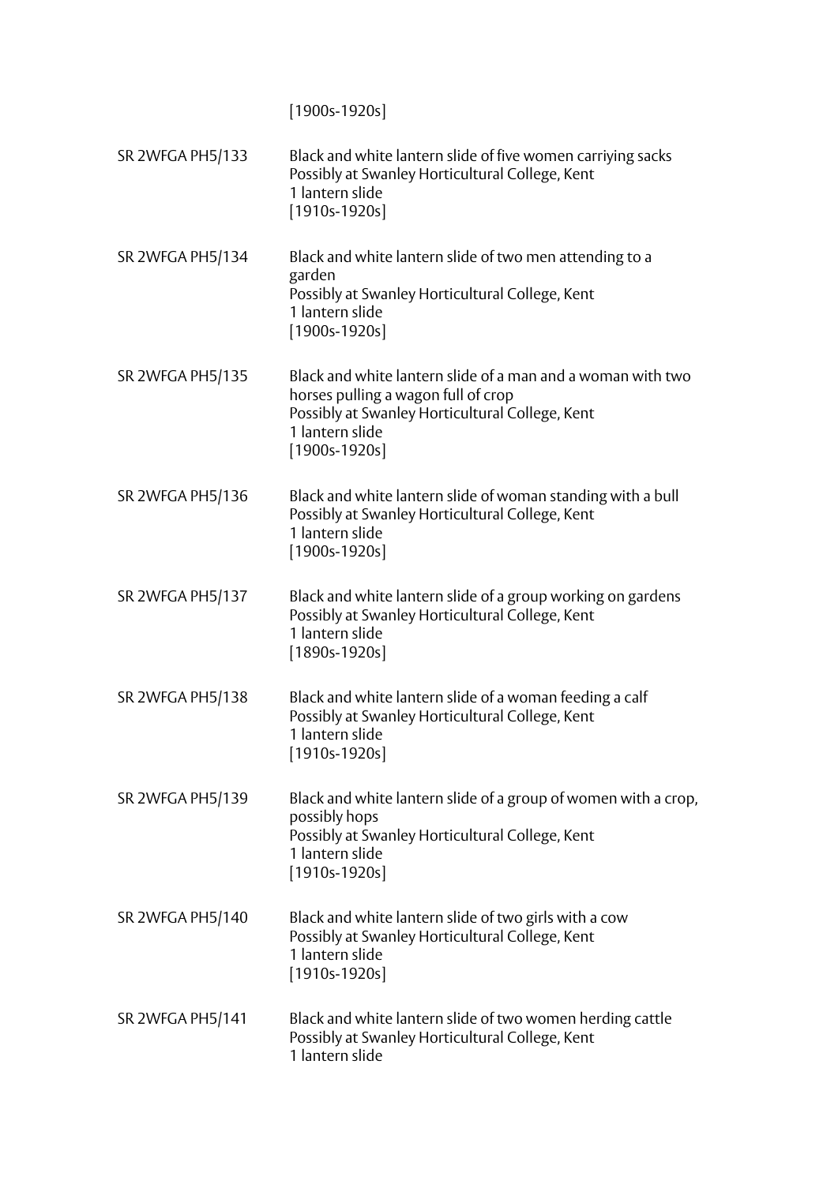[1900s-1920s]

| | |
|---|---|
| SR 2WFGA PH5/133 | Black and white lantern slide of five women carriying sacks<br>Possibly at Swanley Horticultural College, Kent<br>1 lantern slide<br>[1910s-1920s] |
| SR 2WFGA PH5/134 | Black and white lantern slide of two men attending to a garden<br>Possibly at Swanley Horticultural College, Kent<br>1 lantern slide<br>[1900s-1920s] |
| SR 2WFGA PH5/135 | Black and white lantern slide of a man and a woman with two horses pulling a wagon full of crop<br>Possibly at Swanley Horticultural College, Kent<br>1 lantern slide<br>[1900s-1920s] |
| SR 2WFGA PH5/136 | Black and white lantern slide of woman standing with a bull<br>Possibly at Swanley Horticultural College, Kent<br>1 lantern slide<br>[1900s-1920s] |
| SR 2WFGA PH5/137 | Black and white lantern slide of a group working on gardens<br>Possibly at Swanley Horticultural College, Kent<br>1 lantern slide<br>[1890s-1920s] |
| SR 2WFGA PH5/138 | Black and white lantern slide of a woman feeding a calf<br>Possibly at Swanley Horticultural College, Kent<br>1 lantern slide<br>[1910s-1920s] |
| SR 2WFGA PH5/139 | Black and white lantern slide of a group of women with a crop, possibly hops<br>Possibly at Swanley Horticultural College, Kent<br>1 lantern slide<br>[1910s-1920s] |
| SR 2WFGA PH5/140 | Black and white lantern slide of two girls with a cow<br>Possibly at Swanley Horticultural College, Kent<br>1 lantern slide<br>[1910s-1920s] |
| SR 2WFGA PH5/141 | Black and white lantern slide of two women herding cattle<br>Possibly at Swanley Horticultural College, Kent<br>1 lantern slide |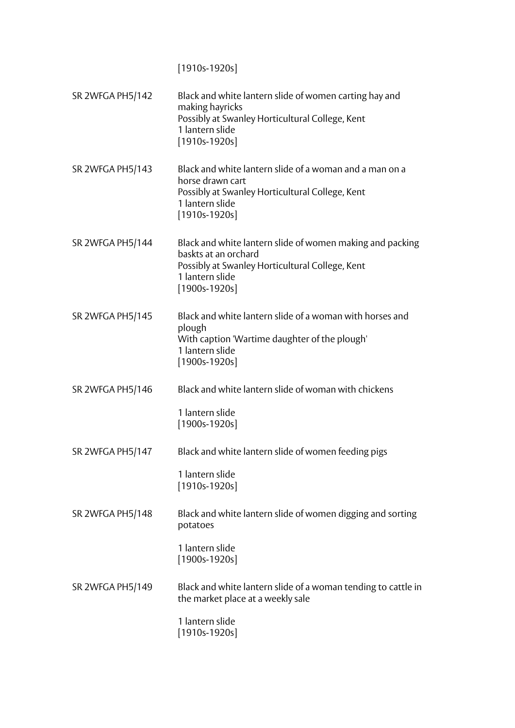[1910s-1920s]

| | |
|---|---|
| SR 2WFGA PH5/142 | Black and white lantern slide of women carting hay and making hayricks<br>Possibly at Swanley Horticultural College, Kent<br>1 lantern slide<br>[1910s-1920s] |
| SR 2WFGA PH5/143 | Black and white lantern slide of a woman and a man on a horse drawn cart<br>Possibly at Swanley Horticultural College, Kent<br>1 lantern slide<br>[1910s-1920s] |
| SR 2WFGA PH5/144 | Black and white lantern slide of women making and packing baskts at an orchard<br>Possibly at Swanley Horticultural College, Kent<br>1 lantern slide<br>[1900s-1920s] |
| SR 2WFGA PH5/145 | Black and white lantern slide of a woman with horses and plough<br>With caption 'Wartime daughter of the plough'<br>1 lantern slide<br>[1900s-1920s] |
| SR 2WFGA PH5/146 | Black and white lantern slide of woman with chickens<br><br>1 lantern slide<br>[1900s-1920s] |
| SR 2WFGA PH5/147 | Black and white lantern slide of women feeding pigs<br><br>1 lantern slide<br>[1910s-1920s] |
| SR 2WFGA PH5/148 | Black and white lantern slide of women digging and sorting potatoes<br><br>1 lantern slide<br>[1900s-1920s] |
| SR 2WFGA PH5/149 | Black and white lantern slide of a woman tending to cattle in the market place at a weekly sale<br><br>1 lantern slide<br>[1910s-1920s] |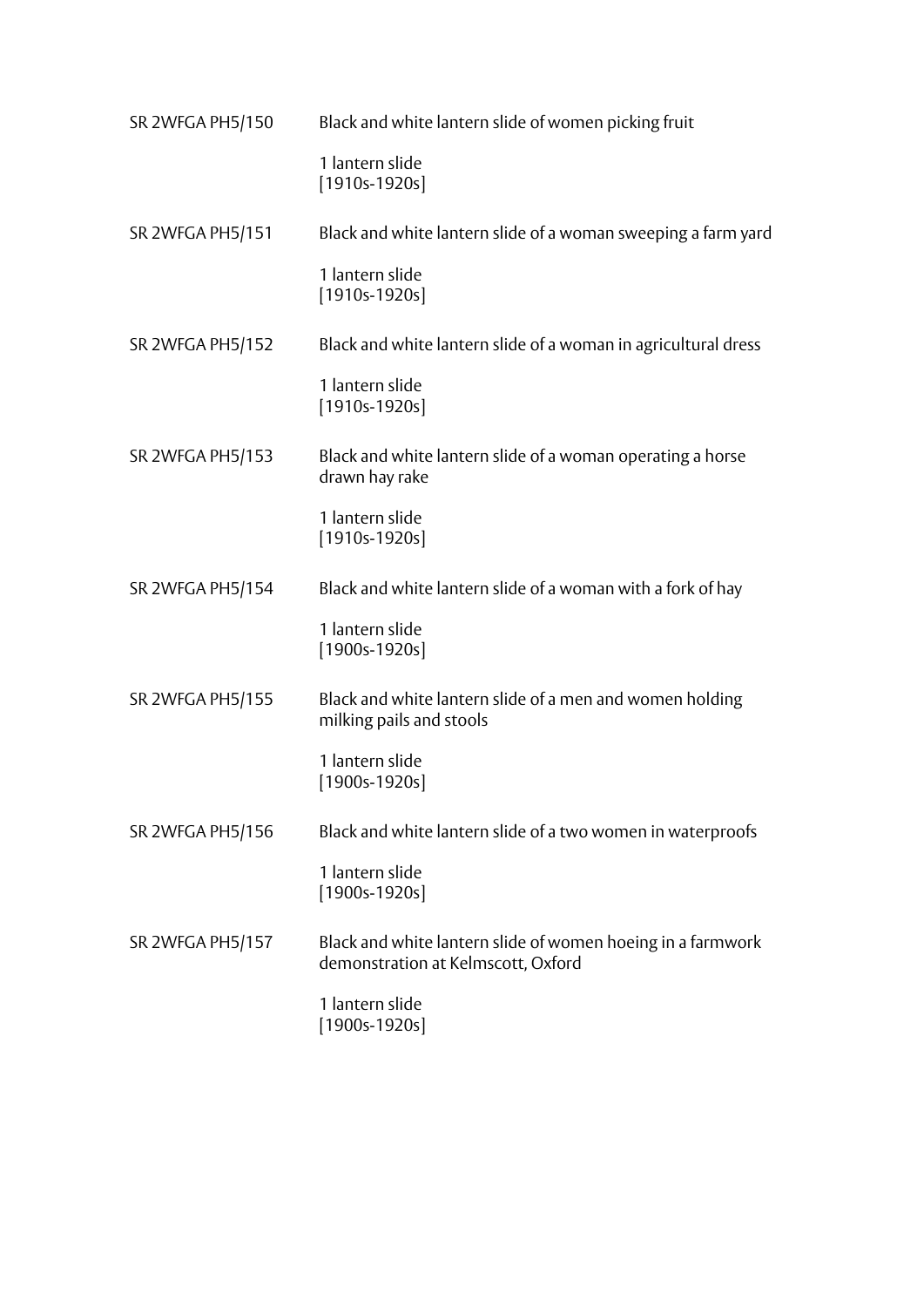SR 2WFGA PH5/150 Black and white lantern slide of women picking fruit

1 lantern slide
[1910s-1920s]

SR 2WFGA PH5/151 Black and white lantern slide of a woman sweeping a farm yard

1 lantern slide
[1910s-1920s]

SR 2WFGA PH5/152 Black and white lantern slide of a woman in agricultural dress

1 lantern slide
[1910s-1920s]

SR 2WFGA PH5/153 Black and white lantern slide of a woman operating a horse drawn hay rake

1 lantern slide
[1910s-1920s]

SR 2WFGA PH5/154 Black and white lantern slide of a woman with a fork of hay

1 lantern slide
[1900s-1920s]

SR 2WFGA PH5/155 Black and white lantern slide of a men and women holding milking pails and stools

1 lantern slide
[1900s-1920s]

SR 2WFGA PH5/156 Black and white lantern slide of a two women in waterproofs

1 lantern slide
[1900s-1920s]

SR 2WFGA PH5/157 Black and white lantern slide of women hoeing in a farmwork demonstration at Kelmscott, Oxford

1 lantern slide
[1900s-1920s]